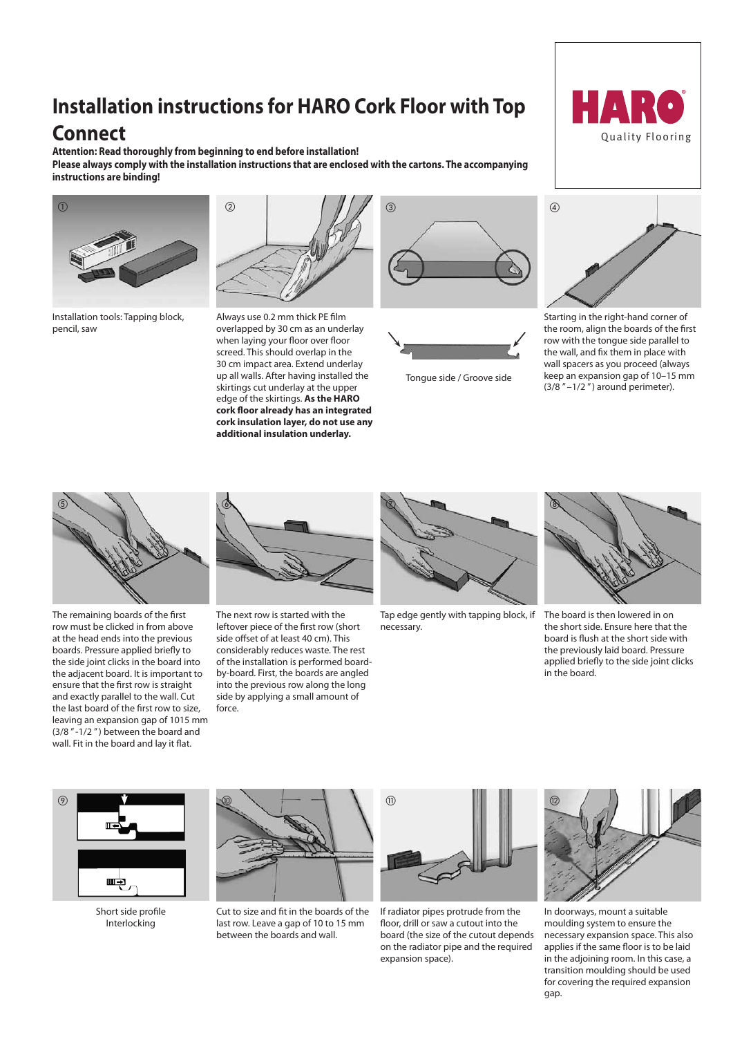# Installation instructions for HARO Cork Floor with Top Connect

**Attention: Read thoroughly from beginning to end before installation!**
**Please always comply with the installation instructions that are enclosed with the cartons. The accompanying instructions are binding!**

HARO
Quality Flooring

① Installation tools: Tapping block, pencil, saw

② Always use 0.2 mm thick PE film overlapped by 30 cm as an underlay when laying your floor over floor screed. This should overlap in the 30 cm impact area. Extend underlay up all walls. After having installed the skirtings cut underlay at the upper edge of the skirtings. **As the HARO cork floor already has an integrated cork insulation layer, do not use any additional insulation underlay.**

③ Tongue side / Groove side

④ Starting in the right-hand corner of the room, align the boards of the first row with the tongue side parallel to the wall, and fix them in place with wall spacers as you proceed (always keep an expansion gap of 10–15 mm (3/8 "–1/2 ") around perimeter).

⑤ The remaining boards of the first row must be clicked in from above at the head ends into the previous boards. Pressure applied briefly to the side joint clicks in the board into the adjacent board. It is important to ensure that the first row is straight and exactly parallel to the wall. Cut the last board of the first row to size, leaving an expansion gap of 1015 mm (3/8 "-1/2 ") between the board and wall. Fit in the board and lay it flat.

⑥ The next row is started with the leftover piece of the first row (short side offset of at least 40 cm). This considerably reduces waste. The rest of the installation is performed board-by-board. First, the boards are angled into the previous row along the long side by applying a small amount of force.

⑦ Tap edge gently with tapping block, if necessary.

⑧ The board is then lowered in on the short side. Ensure here that the board is flush at the short side with the previously laid board. Pressure applied briefly to the side joint clicks in the board.

⑨ Short side profile Interlocking

⑩ Cut to size and fit in the boards of the last row. Leave a gap of 10 to 15 mm between the boards and wall.

⑪ If radiator pipes protrude from the floor, drill or saw a cutout into the board (the size of the cutout depends on the radiator pipe and the required expansion space).

⑫ In doorways, mount a suitable moulding system to ensure the necessary expansion space. This also applies if the same floor is to be laid in the adjoining room. In this case, a transition moulding should be used for covering the required expansion gap.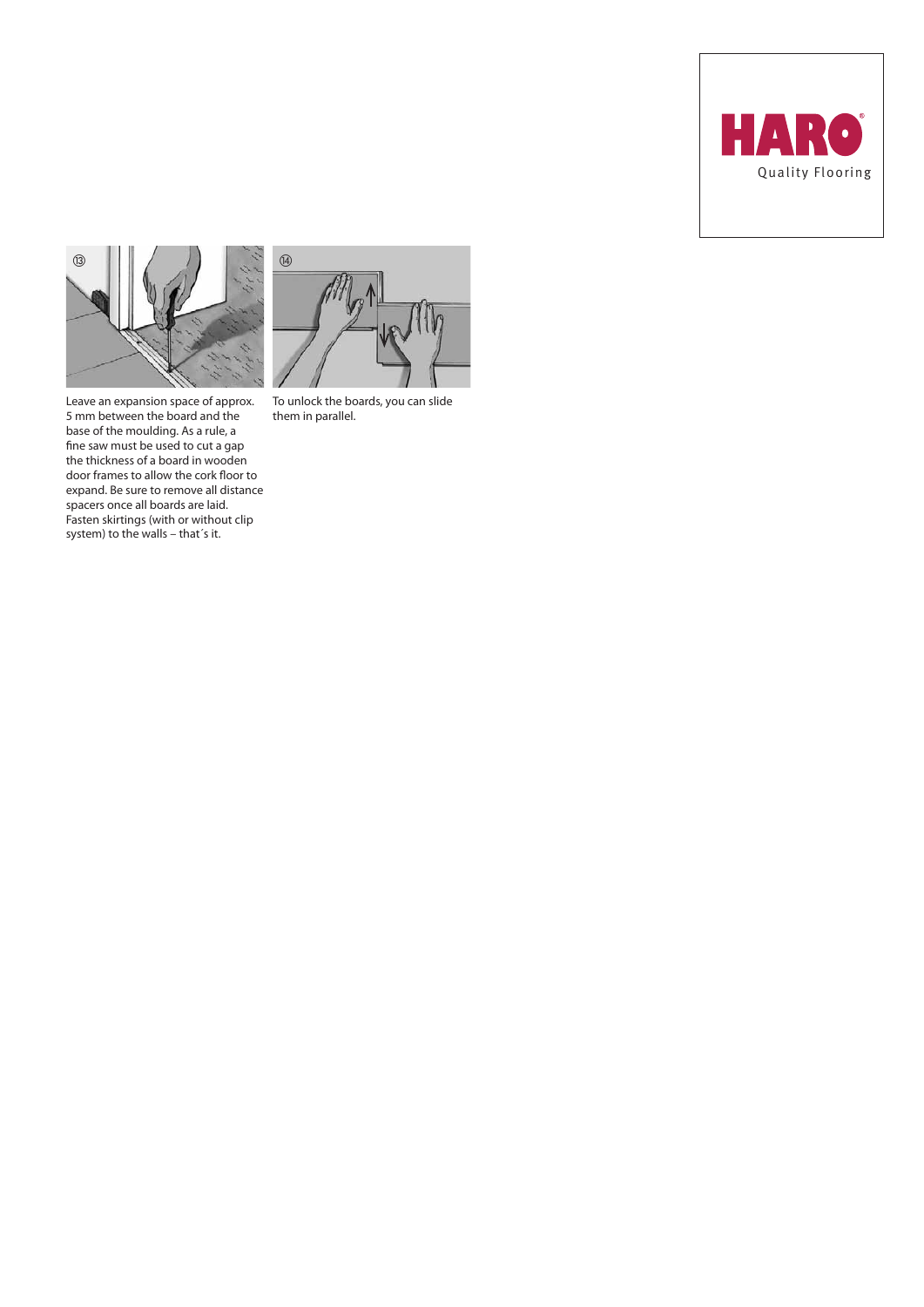⑬

Leave an expansion space of approx. 5 mm between the board and the base of the moulding. As a rule, a fine saw must be used to cut a gap the thickness of a board in wooden door frames to allow the cork floor to expand. Be sure to remove all distance spacers once all boards are laid. Fasten skirtings (with or without clip system) to the walls – that´s it.

⑭

To unlock the boards, you can slide them in parallel.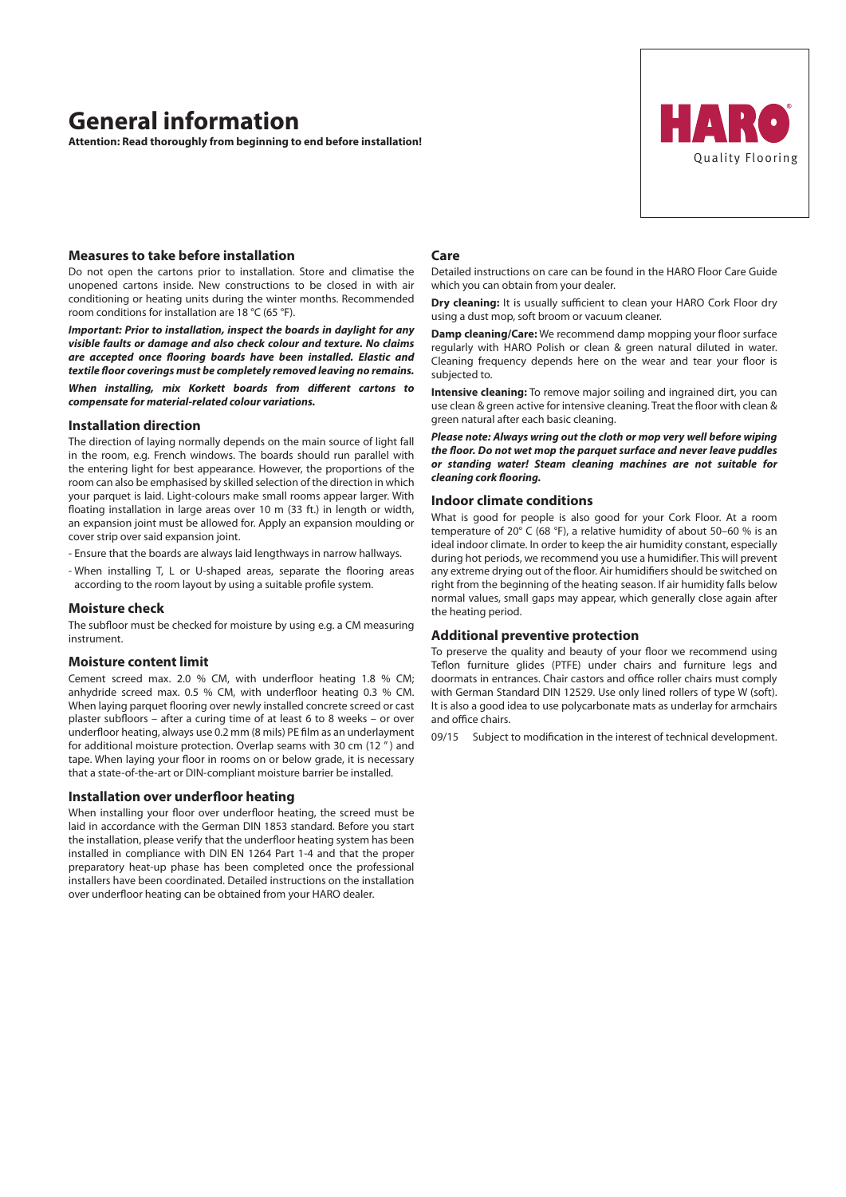# General information

**Attention: Read thoroughly from beginning to end before installation!**

HARO® Quality Flooring

## Measures to take before installation

Do not open the cartons prior to installation. Store and climatise the unopened cartons inside. New constructions to be closed in with air conditioning or heating units during the winter months. Recommended room conditions for installation are 18 °C (65 °F).

***Important: Prior to installation, inspect the boards in daylight for any visible faults or damage and also check colour and texture. No claims are accepted once flooring boards have been installed. Elastic and textile floor coverings must be completely removed leaving no remains.***

***When installing, mix Korkett boards from different cartons to compensate for material-related colour variations.***

## Installation direction

The direction of laying normally depends on the main source of light fall in the room, e.g. French windows. The boards should run parallel with the entering light for best appearance. However, the proportions of the room can also be emphasised by skilled selection of the direction in which your parquet is laid. Light-colours make small rooms appear larger. With floating installation in large areas over 10 m (33 ft.) in length or width, an expansion joint must be allowed for. Apply an expansion moulding or cover strip over said expansion joint.

- Ensure that the boards are always laid lengthways in narrow hallways.
- When installing T, L or U-shaped areas, separate the flooring areas according to the room layout by using a suitable profile system.

## Moisture check

The subfloor must be checked for moisture by using e.g. a CM measuring instrument.

## Moisture content limit

Cement screed max. 2.0 % CM, with underfloor heating 1.8 % CM; anhydride screed max. 0.5 % CM, with underfloor heating 0.3 % CM. When laying parquet flooring over newly installed concrete screed or cast plaster subfloors – after a curing time of at least 6 to 8 weeks – or over underfloor heating, always use 0.2 mm (8 mils) PE film as an underlayment for additional moisture protection. Overlap seams with 30 cm (12 ") and tape. When laying your floor in rooms on or below grade, it is necessary that a state-of-the-art or DIN-compliant moisture barrier be installed.

## Installation over underfloor heating

When installing your floor over underfloor heating, the screed must be laid in accordance with the German DIN 1853 standard. Before you start the installation, please verify that the underfloor heating system has been installed in compliance with DIN EN 1264 Part 1-4 and that the proper preparatory heat-up phase has been completed once the professional installers have been coordinated. Detailed instructions on the installation over underfloor heating can be obtained from your HARO dealer.

## Care

Detailed instructions on care can be found in the HARO Floor Care Guide which you can obtain from your dealer.

**Dry cleaning:** It is usually sufficient to clean your HARO Cork Floor dry using a dust mop, soft broom or vacuum cleaner.

**Damp cleaning/Care:** We recommend damp mopping your floor surface regularly with HARO Polish or clean & green natural diluted in water. Cleaning frequency depends here on the wear and tear your floor is subjected to.

**Intensive cleaning:** To remove major soiling and ingrained dirt, you can use clean & green active for intensive cleaning. Treat the floor with clean & green natural after each basic cleaning.

***Please note: Always wring out the cloth or mop very well before wiping the floor. Do not wet mop the parquet surface and never leave puddles or standing water! Steam cleaning machines are not suitable for cleaning cork flooring.***

## Indoor climate conditions

What is good for people is also good for your Cork Floor. At a room temperature of 20° C (68 °F), a relative humidity of about 50–60 % is an ideal indoor climate. In order to keep the air humidity constant, especially during hot periods, we recommend you use a humidifier. This will prevent any extreme drying out of the floor. Air humidifiers should be switched on right from the beginning of the heating season. If air humidity falls below normal values, small gaps may appear, which generally close again after the heating period.

## Additional preventive protection

To preserve the quality and beauty of your floor we recommend using Teflon furniture glides (PTFE) under chairs and furniture legs and doormats in entrances. Chair castors and office roller chairs must comply with German Standard DIN 12529. Use only lined rollers of type W (soft). It is also a good idea to use polycarbonate mats as underlay for armchairs and office chairs.

09/15 Subject to modification in the interest of technical development.